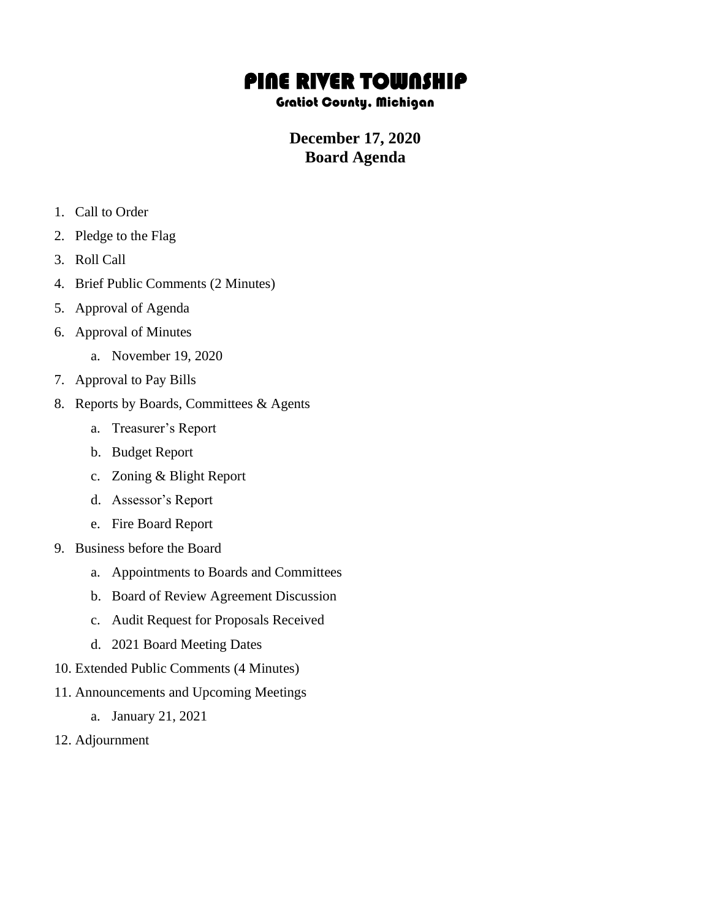# PINE RIVER TOWNSHIP

### Gratiot County, Michigan

## December 17, 2020
## Board Agenda

1. Call to Order
2. Pledge to the Flag
3. Roll Call
4. Brief Public Comments (2 Minutes)
5. Approval of Agenda
6. Approval of Minutes
   a. November 19, 2020
7. Approval to Pay Bills
8. Reports by Boards, Committees & Agents
   a. Treasurer's Report
   b. Budget Report
   c. Zoning & Blight Report
   d. Assessor's Report
   e. Fire Board Report
9. Business before the Board
   a. Appointments to Boards and Committees
   b. Board of Review Agreement Discussion
   c. Audit Request for Proposals Received
   d. 2021 Board Meeting Dates
10. Extended Public Comments (4 Minutes)
11. Announcements and Upcoming Meetings
    a. January 21, 2021
12. Adjournment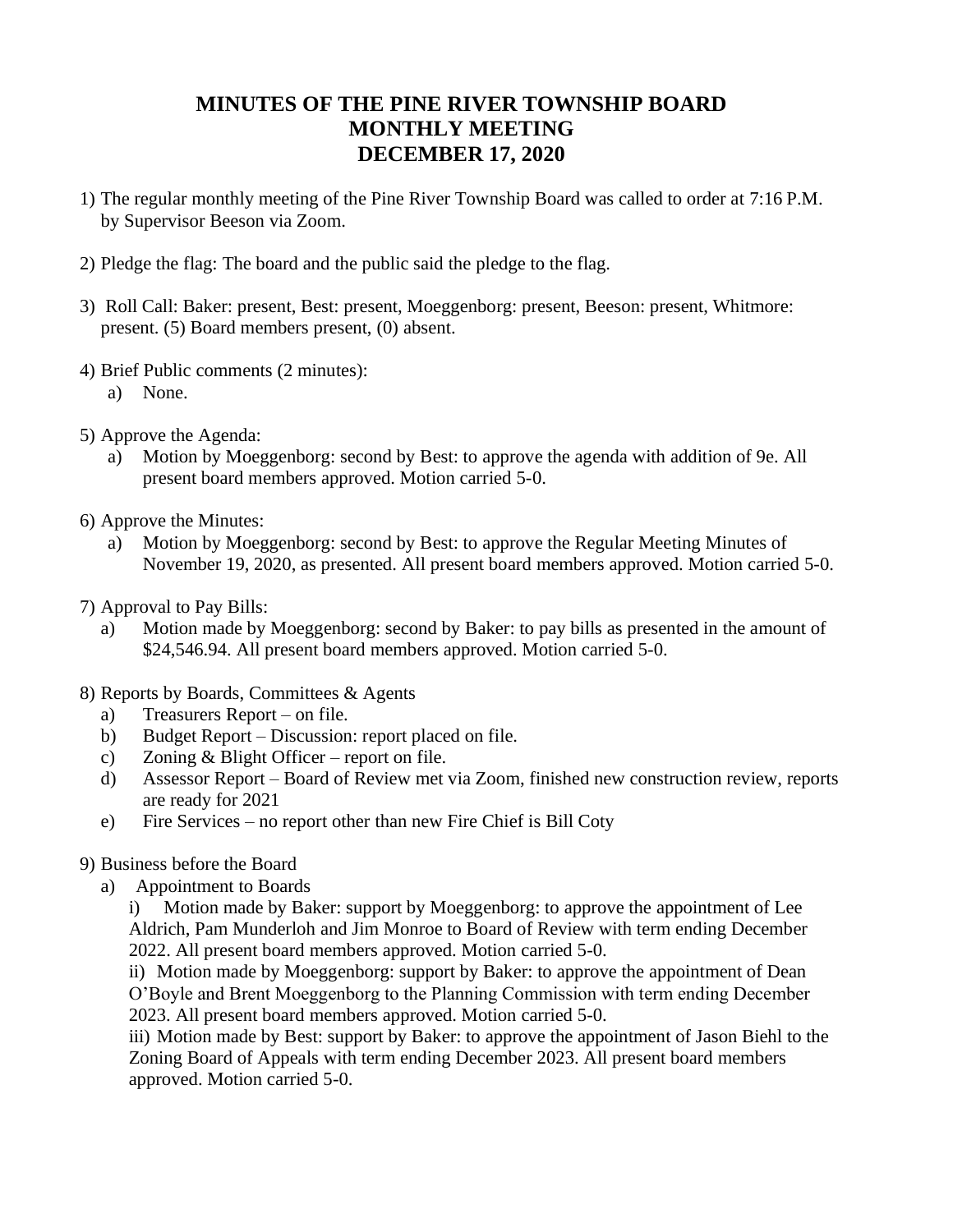# MINUTES OF THE PINE RIVER TOWNSHIP BOARD MONTHLY MEETING DECEMBER 17, 2020

1) The regular monthly meeting of the Pine River Township Board was called to order at 7:16 P.M. by Supervisor Beeson via Zoom.

2) Pledge the flag: The board and the public said the pledge to the flag.

3) Roll Call: Baker: present, Best: present, Moeggenborg: present, Beeson: present, Whitmore: present. (5) Board members present, (0) absent.

4) Brief Public comments (2 minutes):
   a) None.

5) Approve the Agenda:
   a) Motion by Moeggenborg: second by Best: to approve the agenda with addition of 9e. All present board members approved. Motion carried 5-0.

6) Approve the Minutes:
   a) Motion by Moeggenborg: second by Best: to approve the Regular Meeting Minutes of November 19, 2020, as presented. All present board members approved. Motion carried 5-0.

7) Approval to Pay Bills:
   a) Motion made by Moeggenborg: second by Baker: to pay bills as presented in the amount of $24,546.94. All present board members approved. Motion carried 5-0.

8) Reports by Boards, Committees & Agents
   a) Treasurers Report – on file.
   b) Budget Report – Discussion: report placed on file.
   c) Zoning & Blight Officer – report on file.
   d) Assessor Report – Board of Review met via Zoom, finished new construction review, reports are ready for 2021
   e) Fire Services – no report other than new Fire Chief is Bill Coty

9) Business before the Board
   a) Appointment to Boards

      i) Motion made by Baker: support by Moeggenborg: to approve the appointment of Lee Aldrich, Pam Munderloh and Jim Monroe to Board of Review with term ending December 2022. All present board members approved. Motion carried 5-0.

      ii) Motion made by Moeggenborg: support by Baker: to approve the appointment of Dean O'Boyle and Brent Moeggenborg to the Planning Commission with term ending December 2023. All present board members approved. Motion carried 5-0.

      iii) Motion made by Best: support by Baker: to approve the appointment of Jason Biehl to the Zoning Board of Appeals with term ending December 2023. All present board members approved. Motion carried 5-0.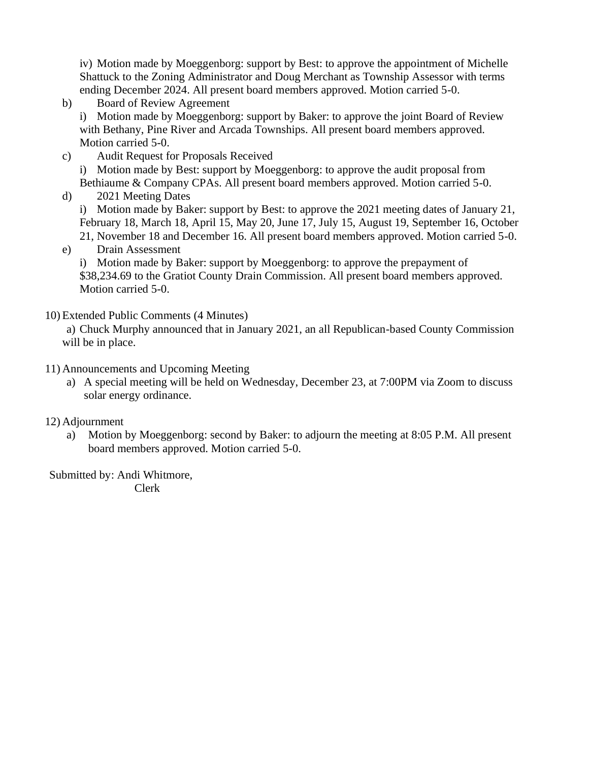iv) Motion made by Moeggenborg: support by Best: to approve the appointment of Michelle Shattuck to the Zoning Administrator and Doug Merchant as Township Assessor with terms ending December 2024. All present board members approved. Motion carried 5-0.

b) Board of Review Agreement

i) Motion made by Moeggenborg: support by Baker: to approve the joint Board of Review with Bethany, Pine River and Arcada Townships. All present board members approved. Motion carried 5-0.

c) Audit Request for Proposals Received

i) Motion made by Best: support by Moeggenborg: to approve the audit proposal from Bethiaume & Company CPAs. All present board members approved. Motion carried 5-0.

d) 2021 Meeting Dates

i) Motion made by Baker: support by Best: to approve the 2021 meeting dates of January 21, February 18, March 18, April 15, May 20, June 17, July 15, August 19, September 16, October 21, November 18 and December 16. All present board members approved. Motion carried 5-0.

e) Drain Assessment

i) Motion made by Baker: support by Moeggenborg: to approve the prepayment of $38,234.69 to the Gratiot County Drain Commission. All present board members approved. Motion carried 5-0.

10) Extended Public Comments (4 Minutes)

a) Chuck Murphy announced that in January 2021, an all Republican-based County Commission will be in place.

11) Announcements and Upcoming Meeting

a) A special meeting will be held on Wednesday, December 23, at 7:00PM via Zoom to discuss solar energy ordinance.

12) Adjournment

a) Motion by Moeggenborg: second by Baker: to adjourn the meeting at 8:05 P.M. All present board members approved. Motion carried 5-0.

Submitted by: Andi Whitmore,
Clerk